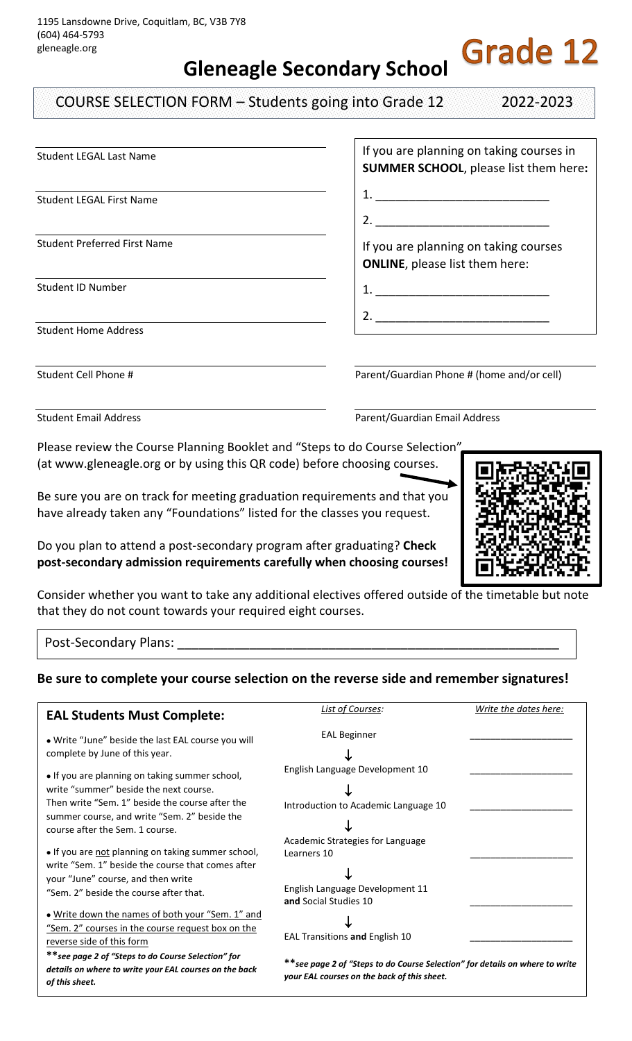1195 Lansdowne Drive, Coquitlam, BC, V3B 7Y8
(604) 464-5793
gleneagle.org

# Gleneagle Secondary School

**Grade 12**

## COURSE SELECTION FORM – Students going into Grade 12 2022-2023

Student LEGAL Last Name

Student LEGAL First Name

Student Preferred First Name

Student ID Number

Student Home Address

If you are planning on taking courses in **SUMMER SCHOOL**, please list them here**:**

1. ___________________________
2. ___________________________

If you are planning on taking courses **ONLINE**, please list them here:

1. ___________________________
2. ___________________________

Student Cell Phone #

Parent/Guardian Phone # (home and/or cell)

Student Email Address

Parent/Guardian Email Address

Please review the Course Planning Booklet and "Steps to do Course Selection" (at www.gleneagle.org or by using this QR code) before choosing courses.

Be sure you are on track for meeting graduation requirements and that you have already taken any "Foundations" listed for the classes you request.

Do you plan to attend a post-secondary program after graduating? **Check post-secondary admission requirements carefully when choosing courses!**

Consider whether you want to take any additional electives offered outside of the timetable but note that they do not count towards your required eight courses.

Post-Secondary Plans: ___________________________________________________

**Be sure to complete your course selection on the reverse side and remember signatures!**

### EAL Students Must Complete:

- Write "June" beside the last EAL course you will complete by June of this year.
- If you are planning on taking summer school, write "summer" beside the next course. Then write "Sem. 1" beside the course after the summer course, and write "Sem. 2" beside the course after the Sem. 1 course.
- If you are not planning on taking summer school, write "Sem. 1" beside the course that comes after your "June" course, and then write "Sem. 2" beside the course after that.
- Write down the names of both your "Sem. 1" and "Sem. 2" courses in the course request box on the reverse side of this form

***\*\*see page 2 of "Steps to do Course Selection" for details on where to write your EAL courses on the back of this sheet.***

| *List of Courses:* | *Write the dates here:* |
| --- | --- |
| EAL Beginner | ___________________ |
| ↓ | |
| English Language Development 10 | ___________________ |
| ↓ | |
| Introduction to Academic Language 10 | ___________________ |
| ↓ | |
| Academic Strategies for Language Learners 10 | ___________________ |
| ↓ | |
| English Language Development 11 **and** Social Studies 10 | ___________________ |
| ↓ | |
| EAL Transitions **and** English 10 | ___________________ |

***\*\*see page 2 of "Steps to do Course Selection" for details on where to write your EAL courses on the back of this sheet.***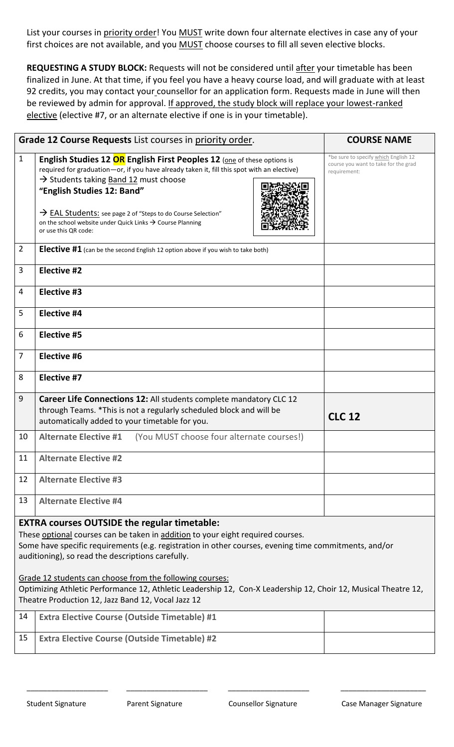List your courses in priority order! You MUST write down four alternate electives in case any of your first choices are not available, and you MUST choose courses to fill all seven elective blocks.

**REQUESTING A STUDY BLOCK:** Requests will not be considered until after your timetable has been finalized in June. At that time, if you feel you have a heavy course load, and will graduate with at least 92 credits, you may contact your counsellor for an application form. Requests made in June will then be reviewed by admin for approval. If approved, the study block will replace your lowest-ranked elective (elective #7, or an alternate elective if one is in your timetable).

| | **Grade 12 Course Requests** List courses in priority order. | **COURSE NAME** |
|---|---|---|
| 1 | **English Studies 12 OR English First Peoples 12** (one of these options is required for graduation—or, if you have already taken it, fill this spot with an elective) → Students taking Band 12 must choose **"English Studies 12: Band"** → EAL Students: see page 2 of "Steps to do Course Selection" on the school website under Quick Links → Course Planning or use this QR code: | *be sure to specify which English 12 course you want to take for the grad requirement: |
| 2 | **Elective #1** (can be the second English 12 option above if you wish to take both) | |
| 3 | **Elective #2** | |
| 4 | **Elective #3** | |
| 5 | **Elective #4** | |
| 6 | **Elective #5** | |
| 7 | **Elective #6** | |
| 8 | **Elective #7** | |
| 9 | **Career Life Connections 12:** All students complete mandatory CLC 12 through Teams. *This is not a regularly scheduled block and will be automatically added to your timetable for you. | **CLC 12** |
| 10 | **Alternate Elective #1** (You MUST choose four alternate courses!) | |
| 11 | **Alternate Elective #2** | |
| 12 | **Alternate Elective #3** | |
| 13 | **Alternate Elective #4** | |

**EXTRA courses OUTSIDE the regular timetable:**

These optional courses can be taken in addition to your eight required courses.
Some have specific requirements (e.g. registration in other courses, evening time commitments, and/or auditioning), so read the descriptions carefully.

Grade 12 students can choose from the following courses:
Optimizing Athletic Performance 12, Athletic Leadership 12, Con-X Leadership 12, Choir 12, Musical Theatre 12, Theatre Production 12, Jazz Band 12, Vocal Jazz 12

| | | |
|---|---|---|
| 14 | **Extra Elective Course (Outside Timetable) #1** | |
| 15 | **Extra Elective Course (Outside Timetable) #2** | |

Student Signature &nbsp;&nbsp;&nbsp; Parent Signature &nbsp;&nbsp;&nbsp; Counsellor Signature &nbsp;&nbsp;&nbsp; Case Manager Signature